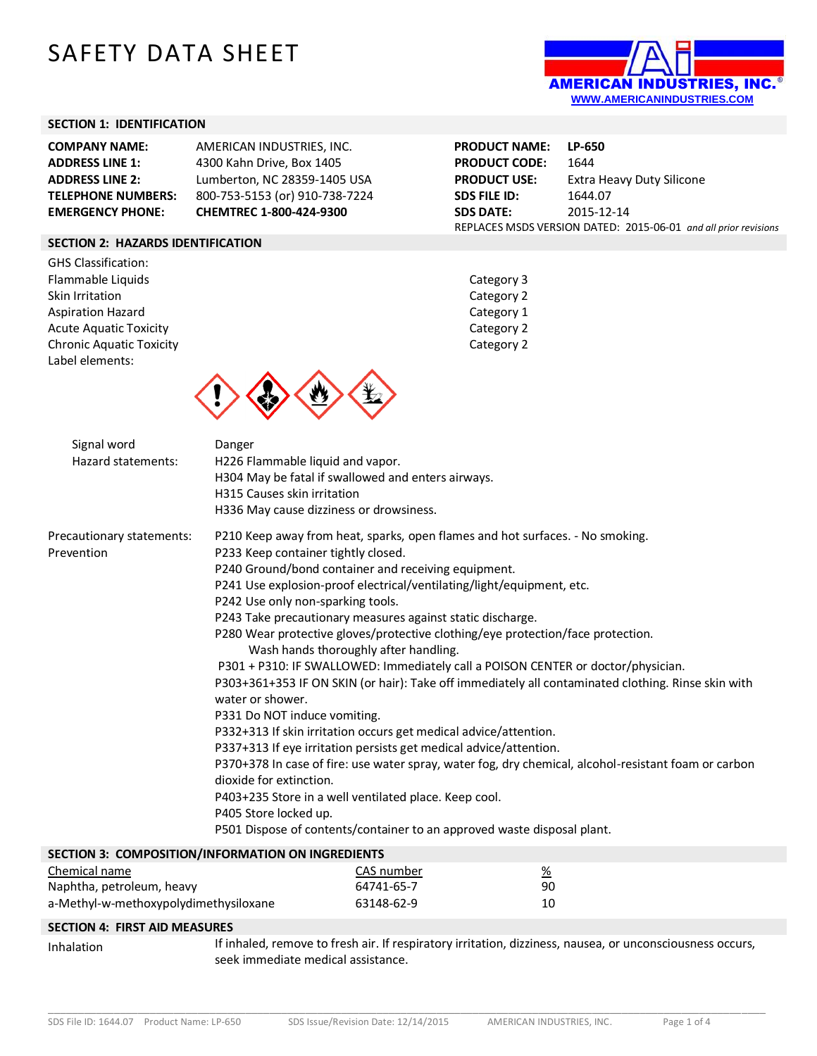# SAFETY DATA SHEET

AMERICAN INDUSTRIES, INC.®
WWW.AMERICANINDUSTRIES.COM

## SECTION 1: IDENTIFICATION

| | |
|---|---|
| **COMPANY NAME:** | AMERICAN INDUSTRIES, INC. |
| **ADDRESS LINE 1:** | 4300 Kahn Drive, Box 1405 |
| **ADDRESS LINE 2:** | Lumberton, NC 28359-1405 USA |
| **TELEPHONE NUMBERS:** | 800-753-5153 (or) 910-738-7224 |
| **EMERGENCY PHONE:** | **CHEMTREC 1-800-424-9300** |

| | |
|---|---|
| **PRODUCT NAME:** | **LP-650** |
| **PRODUCT CODE:** | 1644 |
| **PRODUCT USE:** | Extra Heavy Duty Silicone |
| **SDS FILE ID:** | 1644.07 |
| **SDS DATE:** | 2015-12-14 |

REPLACES MSDS VERSION DATED: 2015-06-01 *and all prior revisions*

## SECTION 2: HAZARDS IDENTIFICATION

GHS Classification:

| | |
|---|---|
| Flammable Liquids | Category 3 |
| Skin Irritation | Category 2 |
| Aspiration Hazard | Category 1 |
| Acute Aquatic Toxicity | Category 2 |
| Chronic Aquatic Toxicity | Category 2 |

Label elements:

Signal word: Danger

Hazard statements:
- H226 Flammable liquid and vapor.
- H304 May be fatal if swallowed and enters airways.
- H315 Causes skin irritation
- H336 May cause dizziness or drowsiness.

Precautionary statements: Prevention
- P210 Keep away from heat, sparks, open flames and hot surfaces. - No smoking.
- P233 Keep container tightly closed.
- P240 Ground/bond container and receiving equipment.
- P241 Use explosion-proof electrical/ventilating/light/equipment, etc.
- P242 Use only non-sparking tools.
- P243 Take precautionary measures against static discharge.
- P280 Wear protective gloves/protective clothing/eye protection/face protection. Wash hands thoroughly after handling.
- P301 + P310: IF SWALLOWED: Immediately call a POISON CENTER or doctor/physician.
- P303+361+353 IF ON SKIN (or hair): Take off immediately all contaminated clothing. Rinse skin with water or shower.
- P331 Do NOT induce vomiting.
- P332+313 If skin irritation occurs get medical advice/attention.
- P337+313 If eye irritation persists get medical advice/attention.
- P370+378 In case of fire: use water spray, water fog, dry chemical, alcohol-resistant foam or carbon dioxide for extinction.
- P403+235 Store in a well ventilated place. Keep cool.
- P405 Store locked up.
- P501 Dispose of contents/container to an approved waste disposal plant.

## SECTION 3: COMPOSITION/INFORMATION ON INGREDIENTS

| Chemical name | CAS number | % |
|---|---|---|
| Naphtha, petroleum, heavy | 64741-65-7 | 90 |
| a-Methyl-w-methoxypolydimethysiloxane | 63148-62-9 | 10 |

## SECTION 4: FIRST AID MEASURES

Inhalation: If inhaled, remove to fresh air. If respiratory irritation, dizziness, nausea, or unconsciousness occurs, seek immediate medical assistance.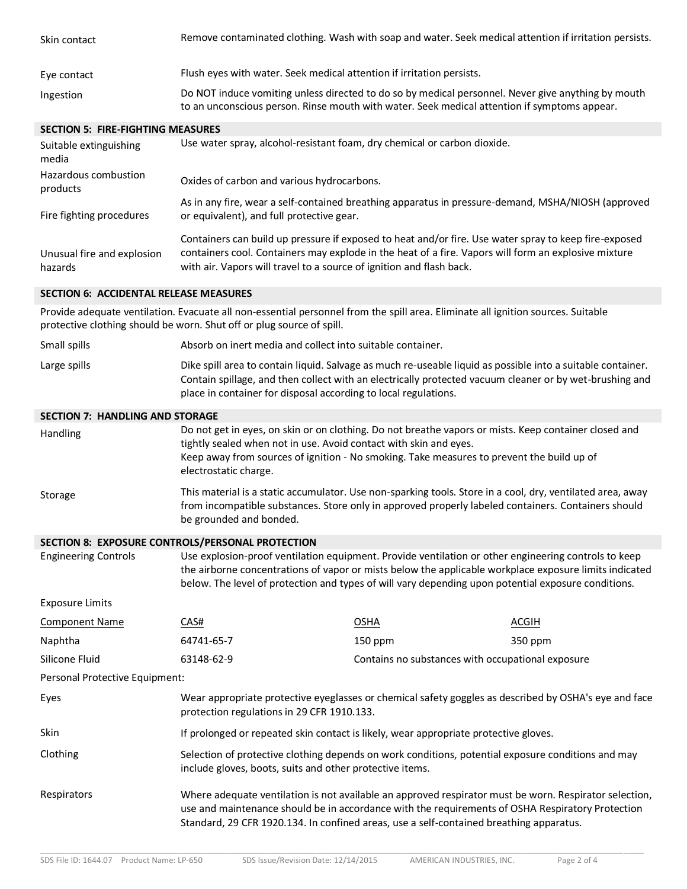| | |
|---|---|
| Skin contact | Remove contaminated clothing. Wash with soap and water. Seek medical attention if irritation persists. |
| Eye contact | Flush eyes with water. Seek medical attention if irritation persists. |
| Ingestion | Do NOT induce vomiting unless directed to do so by medical personnel. Never give anything by mouth to an unconscious person. Rinse mouth with water. Seek medical attention if symptoms appear. |

## SECTION 5: FIRE-FIGHTING MEASURES

| | |
|---|---|
| Suitable extinguishing media | Use water spray, alcohol-resistant foam, dry chemical or carbon dioxide. |
| Hazardous combustion products | Oxides of carbon and various hydrocarbons. |
| Fire fighting procedures | As in any fire, wear a self-contained breathing apparatus in pressure-demand, MSHA/NIOSH (approved or equivalent), and full protective gear. |
| Unusual fire and explosion hazards | Containers can build up pressure if exposed to heat and/or fire. Use water spray to keep fire-exposed containers cool. Containers may explode in the heat of a fire. Vapors will form an explosive mixture with air. Vapors will travel to a source of ignition and flash back. |

## SECTION 6: ACCIDENTAL RELEASE MEASURES

Provide adequate ventilation. Evacuate all non-essential personnel from the spill area. Eliminate all ignition sources. Suitable protective clothing should be worn. Shut off or plug source of spill.

| | |
|---|---|
| Small spills | Absorb on inert media and collect into suitable container. |
| Large spills | Dike spill area to contain liquid. Salvage as much re-useable liquid as possible into a suitable container. Contain spillage, and then collect with an electrically protected vacuum cleaner or by wet-brushing and place in container for disposal according to local regulations. |

## SECTION 7: HANDLING AND STORAGE

| | |
|---|---|
| Handling | Do not get in eyes, on skin or on clothing. Do not breathe vapors or mists. Keep container closed and tightly sealed when not in use. Avoid contact with skin and eyes. Keep away from sources of ignition - No smoking. Take measures to prevent the build up of electrostatic charge. |
| Storage | This material is a static accumulator. Use non-sparking tools. Store in a cool, dry, ventilated area, away from incompatible substances. Store only in approved properly labeled containers. Containers should be grounded and bonded. |

## SECTION 8: EXPOSURE CONTROLS/PERSONAL PROTECTION

| | |
|---|---|
| Engineering Controls | Use explosion-proof ventilation equipment. Provide ventilation or other engineering controls to keep the airborne concentrations of vapor or mists below the applicable workplace exposure limits indicated below. The level of protection and types of will vary depending upon potential exposure conditions. |

Exposure Limits

| Component Name | CAS# | OSHA | ACGIH |
|---|---|---|---|
| Naphtha | 64741-65-7 | 150 ppm | 350 ppm |
| Silicone Fluid | 63148-62-9 | Contains no substances with occupational exposure | |

Personal Protective Equipment:

| | |
|---|---|
| Eyes | Wear appropriate protective eyeglasses or chemical safety goggles as described by OSHA's eye and face protection regulations in 29 CFR 1910.133. |
| Skin | If prolonged or repeated skin contact is likely, wear appropriate protective gloves. |
| Clothing | Selection of protective clothing depends on work conditions, potential exposure conditions and may include gloves, boots, suits and other protective items. |
| Respirators | Where adequate ventilation is not available an approved respirator must be worn. Respirator selection, use and maintenance should be in accordance with the requirements of OSHA Respiratory Protection Standard, 29 CFR 1920.134. In confined areas, use a self-contained breathing apparatus. |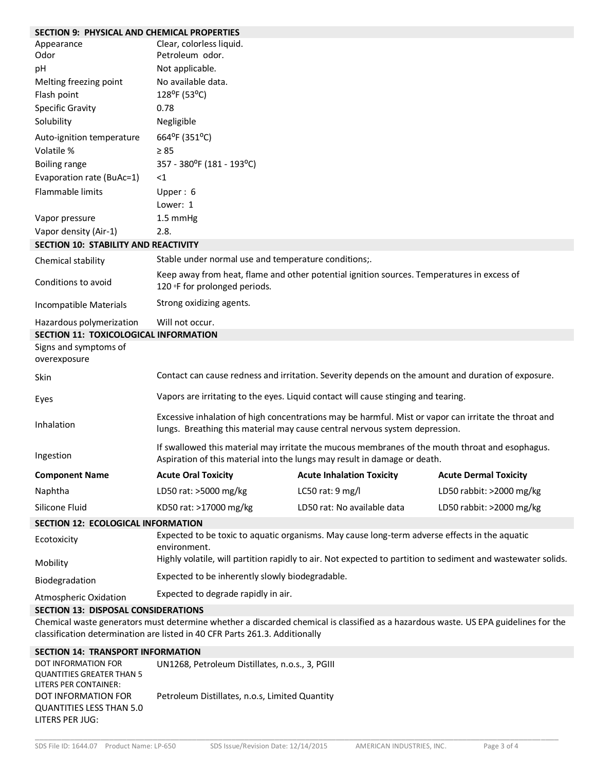## SECTION 9: PHYSICAL AND CHEMICAL PROPERTIES

| | |
|---|---|
| Appearance | Clear, colorless liquid. |
| Odor | Petroleum odor. |
| pH | Not applicable. |
| Melting freezing point | No available data. |
| Flash point | 128ºF (53ºC) |
| Specific Gravity | 0.78 |
| Solubility | Negligible |
| Auto-ignition temperature | 664ºF (351ºC) |
| Volatile % | ≥ 85 |
| Boiling range | 357 - 380ºF (181 - 193ºC) |
| Evaporation rate (BuAc=1) | <1 |
| Flammable limits | Upper : 6<br>Lower: 1 |
| Vapor pressure | 1.5 mmHg |
| Vapor density (Air-1) | 2.8. |

## SECTION 10: STABILITY AND REACTIVITY

| | |
|---|---|
| Chemical stability | Stable under normal use and temperature conditions;. |
| Conditions to avoid | Keep away from heat, flame and other potential ignition sources. Temperatures in excess of 120 ºF for prolonged periods. |
| Incompatible Materials | Strong oxidizing agents. |
| Hazardous polymerization | Will not occur. |

## SECTION 11: TOXICOLOGICAL INFORMATION

Signs and symptoms of overexposure

| | |
|---|---|
| Skin | Contact can cause redness and irritation. Severity depends on the amount and duration of exposure. |
| Eyes | Vapors are irritating to the eyes. Liquid contact will cause stinging and tearing. |
| Inhalation | Excessive inhalation of high concentrations may be harmful. Mist or vapor can irritate the throat and lungs. Breathing this material may cause central nervous system depression. |
| Ingestion | If swallowed this material may irritate the mucous membranes of the mouth throat and esophagus. Aspiration of this material into the lungs may result in damage or death. |

| Component Name | Acute Oral Toxicity | Acute Inhalation Toxicity | Acute Dermal Toxicity |
|---|---|---|---|
| Naphtha | LD50 rat: >5000 mg/kg | LC50 rat: 9 mg/l | LD50 rabbit: >2000 mg/kg |
| Silicone Fluid | KD50 rat: >17000 mg/kg | LD50 rat: No available data | LD50 rabbit: >2000 mg/kg |

## SECTION 12: ECOLOGICAL INFORMATION

| | |
|---|---|
| Ecotoxicity | Expected to be toxic to aquatic organisms. May cause long-term adverse effects in the aquatic environment. |
| Mobility | Highly volatile, will partition rapidly to air. Not expected to partition to sediment and wastewater solids. |
| Biodegradation | Expected to be inherently slowly biodegradable. |
| Atmospheric Oxidation | Expected to degrade rapidly in air. |

## SECTION 13: DISPOSAL CONSIDERATIONS

Chemical waste generators must determine whether a discarded chemical is classified as a hazardous waste. US EPA guidelines for the classification determination are listed in 40 CFR Parts 261.3. Additionally

## SECTION 14: TRANSPORT INFORMATION

| | |
|---|---|
| DOT INFORMATION FOR QUANTITIES GREATER THAN 5 LITERS PER CONTAINER: | UN1268, Petroleum Distillates, n.o.s., 3, PGIII |
| DOT INFORMATION FOR QUANTITIES LESS THAN 5.0 LITERS PER JUG: | Petroleum Distillates, n.o.s, Limited Quantity |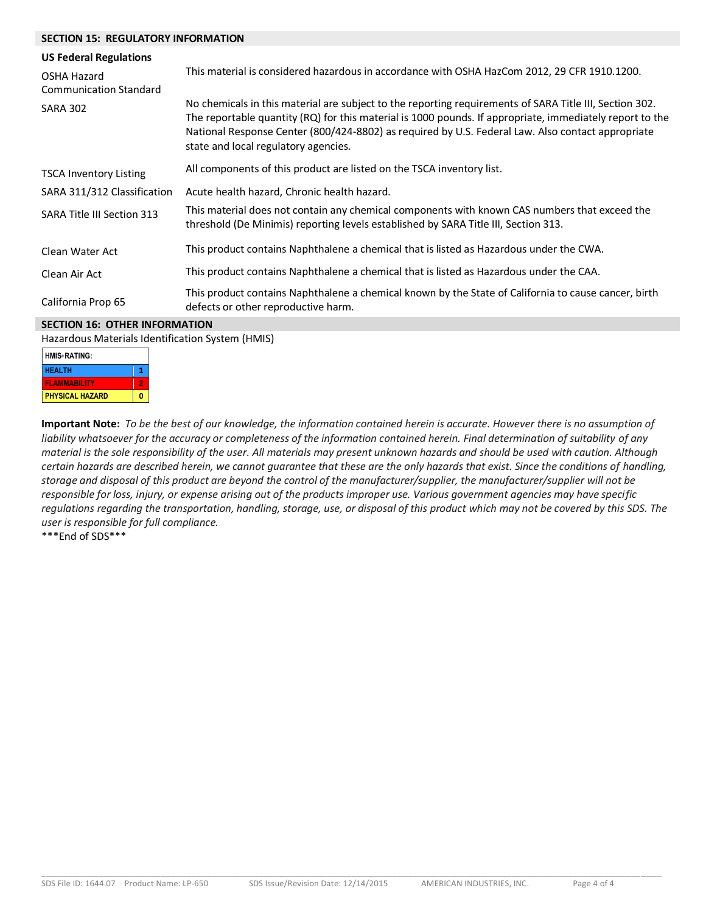## SECTION 15: REGULATORY INFORMATION

### US Federal Regulations

| | |
|---|---|
| OSHA Hazard Communication Standard | This material is considered hazardous in accordance with OSHA HazCom 2012, 29 CFR 1910.1200. |
| SARA 302 | No chemicals in this material are subject to the reporting requirements of SARA Title III, Section 302. The reportable quantity (RQ) for this material is 1000 pounds. If appropriate, immediately report to the National Response Center (800/424-8802) as required by U.S. Federal Law. Also contact appropriate state and local regulatory agencies. |
| TSCA Inventory Listing | All components of this product are listed on the TSCA inventory list. |
| SARA 311/312 Classification | Acute health hazard, Chronic health hazard. |
| SARA Title III Section 313 | This material does not contain any chemical components with known CAS numbers that exceed the threshold (De Minimis) reporting levels established by SARA Title III, Section 313. |
| Clean Water Act | This product contains Naphthalene a chemical that is listed as Hazardous under the CWA. |
| Clean Air Act | This product contains Naphthalene a chemical that is listed as Hazardous under the CAA. |
| California Prop 65 | This product contains Naphthalene a chemical known by the State of California to cause cancer, birth defects or other reproductive harm. |

## SECTION 16: OTHER INFORMATION

Hazardous Materials Identification System (HMIS)

| HMIS® RATING: | |
|---|---|
| HEALTH | 1 |
| FLAMMABILITY | 2 |
| PHYSICAL HAZARD | 0 |

**Important Note:** *To be the best of our knowledge, the information contained herein is accurate. However there is no assumption of liability whatsoever for the accuracy or completeness of the information contained herein. Final determination of suitability of any material is the sole responsibility of the user. All materials may present unknown hazards and should be used with caution. Although certain hazards are described herein, we cannot guarantee that these are the only hazards that exist. Since the conditions of handling, storage and disposal of this product are beyond the control of the manufacturer/supplier, the manufacturer/supplier will not be responsible for loss, injury, or expense arising out of the products improper use. Various government agencies may have specific regulations regarding the transportation, handling, storage, use, or disposal of this product which may not be covered by this SDS. The user is responsible for full compliance.*

***End of SDS***